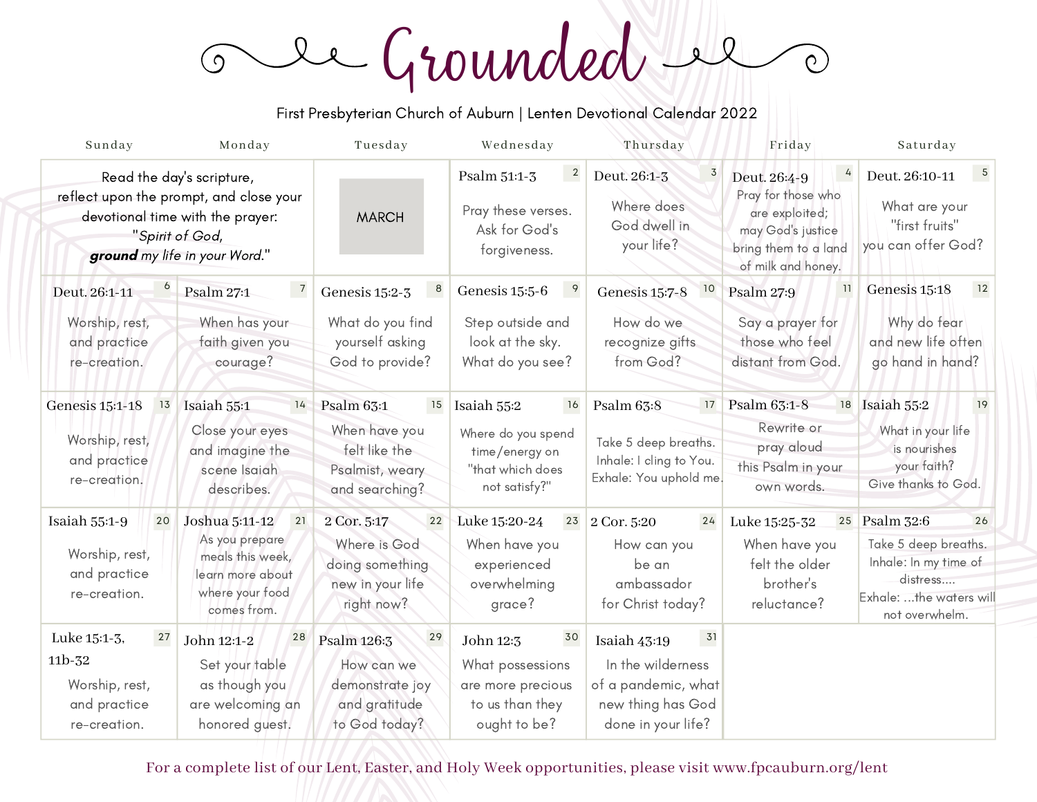# Grounded

First Presbyterian Church of Auburn | Lenten Devotional Calendar 2022

| Sunday | Monday | Tuesday | Wednesday | Thursday | Friday | Saturday |
|---|---|---|---|---|---|---|
| Read the day's scripture, reflect upon the prompt, and close your devotional time with the prayer: "*Spirit of God, **ground** my life in your Word.*" | | MARCH | 2 Psalm 51:1-3 Pray these verses. Ask for God's forgiveness. | 3 Deut. 26:1-3 Where does God dwell in your life? | 4 Deut. 26:4-9 Pray for those who are exploited; may God's justice bring them to a land of milk and honey. | 5 Deut. 26:10-11 What are your "first fruits" you can offer God? |
| 6 Deut. 26:1-11 Worship, rest, and practice re-creation. | 7 Psalm 27:1 When has your faith given you courage? | 8 Genesis 15:2-3 What do you find yourself asking God to provide? | 9 Genesis 15:5-6 Step outside and look at the sky. What do you see? | 10 Genesis 15:7-8 How do we recognize gifts from God? | 11 Psalm 27:9 Say a prayer for those who feel distant from God. | 12 Genesis 15:18 Why do fear and new life often go hand in hand? |
| 13 Genesis 15:1-18 Worship, rest, and practice re-creation. | 14 Isaiah 55:1 Close your eyes and imagine the scene Isaiah describes. | 15 Psalm 63:1 When have you felt like the Psalmist, weary and searching? | 16 Isaiah 55:2 Where do you spend time/energy on "that which does not satisfy?" | 17 Psalm 63:8 Take 5 deep breaths. Inhale: I cling to You. Exhale: You uphold me. | 18 Psalm 63:1-8 Rewrite or pray aloud this Psalm in your own words. | 19 Isaiah 55:2 What in your life is nourishes your faith? Give thanks to God. |
| 20 Isaiah 55:1-9 Worship, rest, and practice re-creation. | 21 Joshua 5:11-12 As you prepare meals this week, learn more about where your food comes from. | 22 2 Cor. 5:17 Where is God doing something new in your life right now? | 23 Luke 15:20-24 When have you experienced overwhelming grace? | 24 2 Cor. 5:20 How can you be an ambassador for Christ today? | 25 Luke 15:25-32 When have you felt the older brother's reluctance? | 26 Psalm 32:6 Take 5 deep breaths. Inhale: In my time of distress.... Exhale: ...the waters will not overwhelm. |
| 27 Luke 15:1-3, 11b-32 Worship, rest, and practice re-creation. | 28 John 12:1-2 Set your table as though you are welcoming an honored guest. | 29 Psalm 126:3 How can we demonstrate joy and gratitude to God today? | 30 John 12:3 What possessions are more precious to us than they ought to be? | 31 Isaiah 43:19 In the wilderness of a pandemic, what new thing has God done in your life? | | |

For a complete list of our Lent, Easter, and Holy Week opportunities, please visit www.fpcauburn.org/lent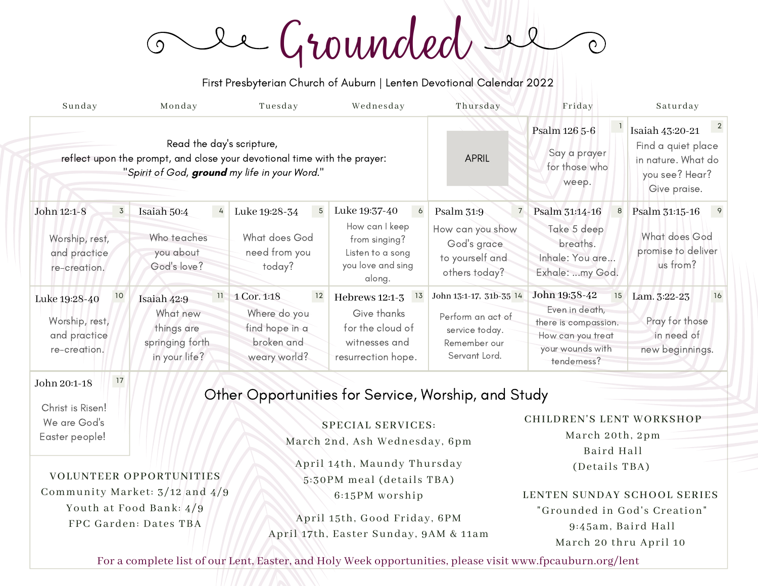# Grounded

First Presbyterian Church of Auburn | Lenten Devotional Calendar 2022

| Sunday | Monday | Tuesday | Wednesday | Thursday | Friday | Saturday |
|---|---|---|---|---|---|---|
| Read the day's scripture, reflect upon the prompt, and close your devotional time with the prayer: "*Spirit of God, **ground** my life in your Word.*" | | | | APRIL | 1 Psalm 126 5-6 Say a prayer for those who weep. | 2 Isaiah 43:20-21 Find a quiet place in nature. What do you see? Hear? Give praise. |
| 3 John 12:1-8 Worship, rest, and practice re-creation. | 4 Isaiah 50:4 Who teaches you about God's love? | 5 Luke 19:28-34 What does God need from you today? | 6 Luke 19:37-40 How can I keep from singing? Listen to a song you love and sing along. | 7 Psalm 31:9 How can you show God's grace to yourself and others today? | 8 Psalm 31:14-16 Take 5 deep breaths. Inhale: You are... Exhale: ...my God. | 9 Psalm 31:15-16 What does God promise to deliver us from? |
| 10 Luke 19:28-40 Worship, rest, and practice re-creation. | 11 Isaiah 42:9 What new things are springing forth in your life? | 12 1 Cor. 1:18 Where do you find hope in a broken and weary world? | 13 Hebrews 12:1-3 Give thanks for the cloud of witnesses and resurrection hope. | 14 John 13:1-17, 31b-35 Perform an act of service today. Remember our Servant Lord. | 15 John 19:38-42 Even in death, there is compassion. How can you treat your wounds with tenderness? | 16 Lam. 3:22-23 Pray for those in need of new beginnings. |
| 17 John 20:1-18 Christ is Risen! We are God's Easter people! | | | | | | |

## Other Opportunities for Service, Worship, and Study

**VOLUNTEER OPPORTUNITIES**

Community Market: 3/12 and 4/9

Youth at Food Bank: 4/9

FPC Garden: Dates TBA

**SPECIAL SERVICES:**

March 2nd, Ash Wednesday, 6pm

April 14th, Maundy Thursday
5:30PM meal (details TBA)
6:15PM worship

April 15th, Good Friday, 6PM
April 17th, Easter Sunday, 9AM & 11am

**CHILDREN'S LENT WORKSHOP**

March 20th, 2pm
Baird Hall
(Details TBA)

**LENTEN SUNDAY SCHOOL SERIES**

"Grounded in God's Creation"
9:45am, Baird Hall
March 20 thru April 10

For a complete list of our Lent, Easter, and Holy Week opportunities, please visit www.fpcauburn.org/lent